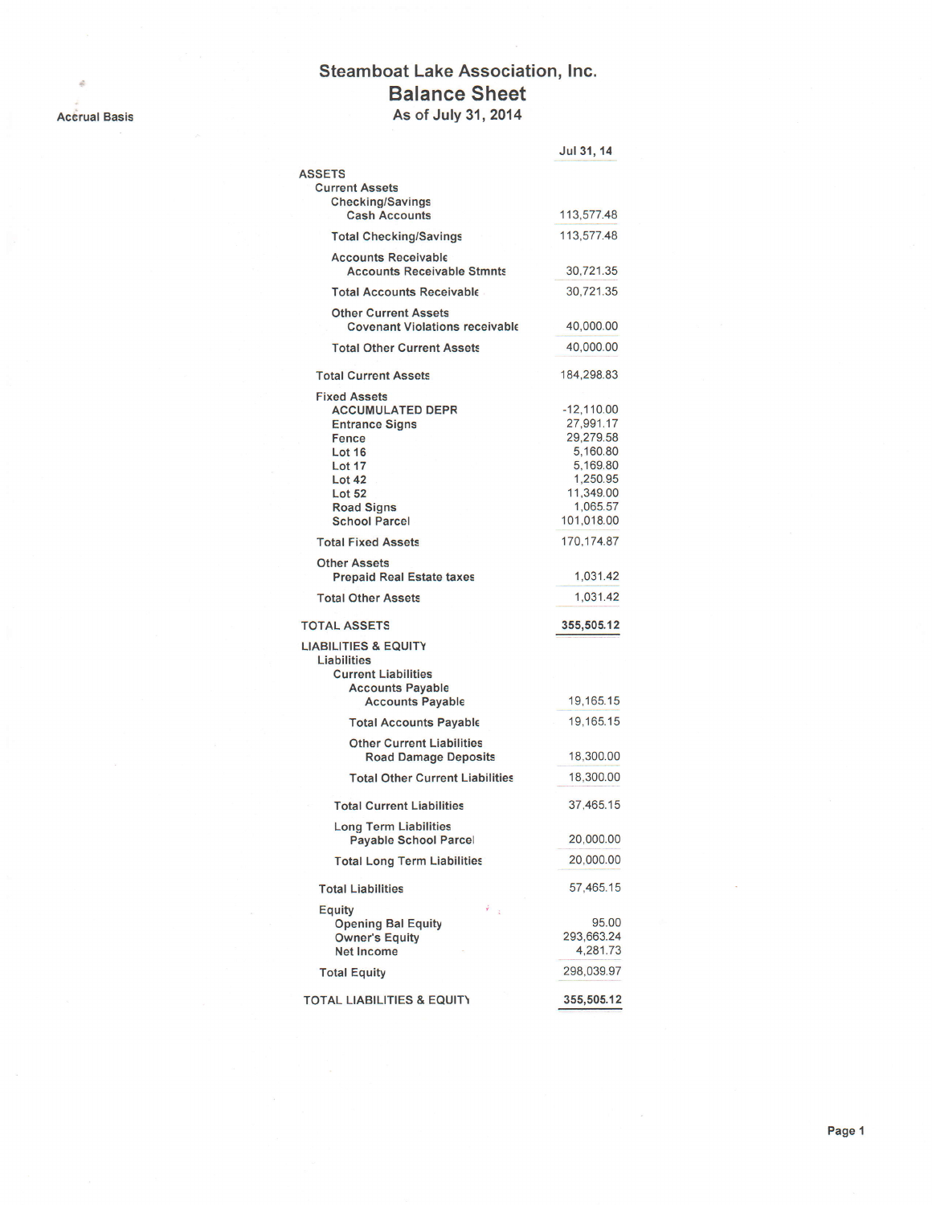# Steamboat Lake Association, Inc.

## Balance Sheet

As of July 31, 2014

Accrual Basis

| | Jul 31, 14 |
|---|---|
| **ASSETS** | |
| Current Assets | |
| Checking/Savings | |
| Cash Accounts | 113,577.48 |
| Total Checking/Savings | 113,577.48 |
| Accounts Receivable | |
| Accounts Receivable Stmnts | 30,721.35 |
| Total Accounts Receivable | 30,721.35 |
| Other Current Assets | |
| Covenant Violations receivable | 40,000.00 |
| Total Other Current Assets | 40,000.00 |
| Total Current Assets | 184,298.83 |
| Fixed Assets | |
| ACCUMULATED DEPR | -12,110.00 |
| Entrance Signs | 27,991.17 |
| Fence | 29,279.58 |
| Lot 16 | 5,160.80 |
| Lot 17 | 5,169.80 |
| Lot 42 | 1,250.95 |
| Lot 52 | 11,349.00 |
| Road Signs | 1,065.57 |
| School Parcel | 101,018.00 |
| Total Fixed Assets | 170,174.87 |
| Other Assets | |
| Prepaid Real Estate taxes | 1,031.42 |
| Total Other Assets | 1,031.42 |
| **TOTAL ASSETS** | **355,505.12** |
| **LIABILITIES & EQUITY** | |
| Liabilities | |
| Current Liabilities | |
| Accounts Payable | |
| Accounts Payable | 19,165.15 |
| Total Accounts Payable | 19,165.15 |
| Other Current Liabilities | |
| Road Damage Deposits | 18,300.00 |
| Total Other Current Liabilities | 18,300.00 |
| Total Current Liabilities | 37,465.15 |
| Long Term Liabilities | |
| Payable School Parcel | 20,000.00 |
| Total Long Term Liabilities | 20,000.00 |
| Total Liabilities | 57,465.15 |
| Equity | |
| Opening Bal Equity | 95.00 |
| Owner's Equity | 293,663.24 |
| Net Income | 4,281.73 |
| Total Equity | 298,039.97 |
| **TOTAL LIABILITIES & EQUITY** | **355,505.12** |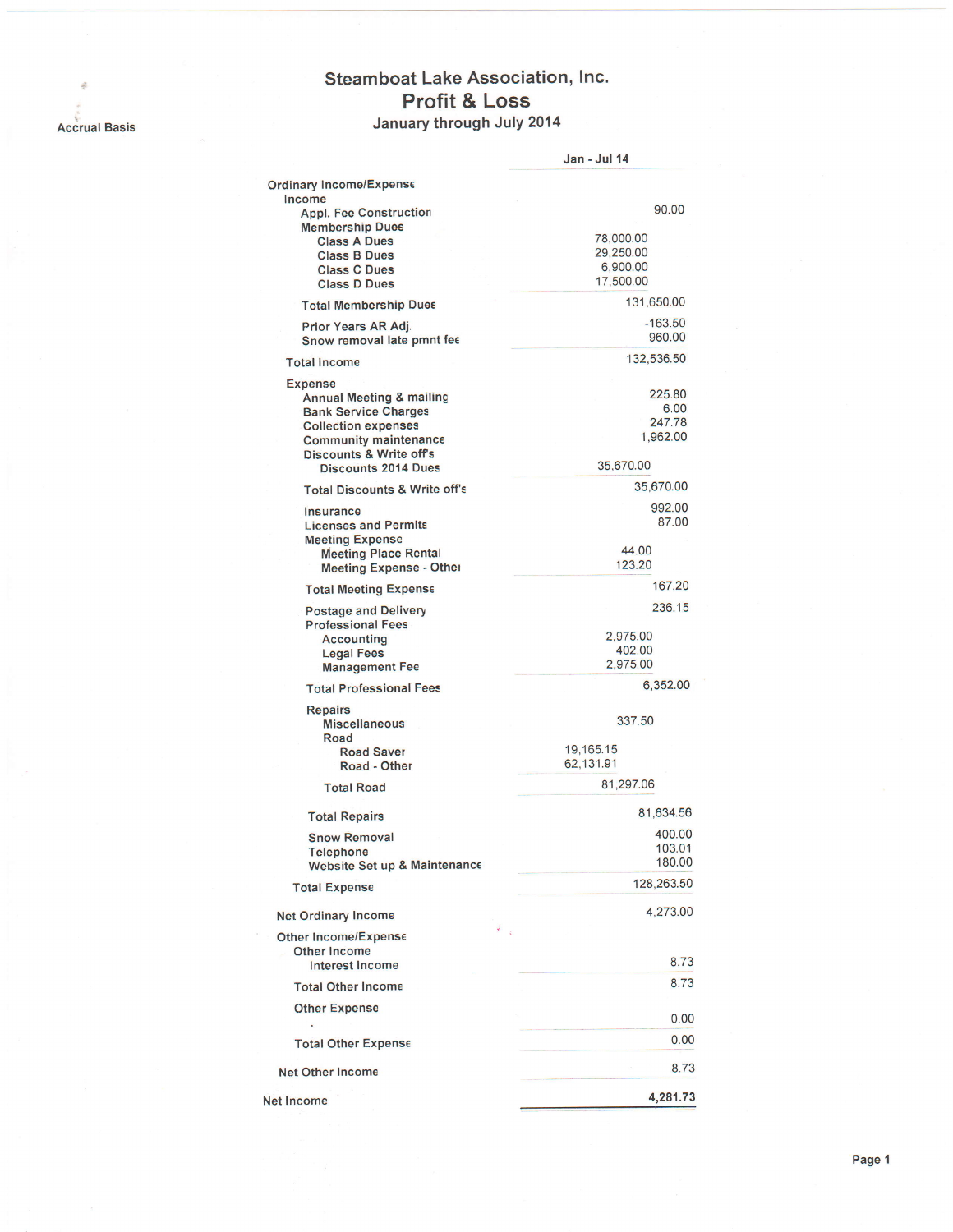# Steamboat Lake Association, Inc.

## Profit & Loss

### January through July 2014

**Accrual Basis**

| | | | | Jan - Jul 14 |
|---|---|---|---|---|
| Ordinary Income/Expense | | | | |
| Income | | | | |
| | Appl. Fee Construction | | | 90.00 |
| | Membership Dues | | | |
| | | Class A Dues | 78,000.00 | |
| | | Class B Dues | 29,250.00 | |
| | | Class C Dues | 6,900.00 | |
| | | Class D Dues | 17,500.00 | |
| | Total Membership Dues | | | 131,650.00 |
| | Prior Years AR Adj. | | | -163.50 |
| | Snow removal late pmnt fee | | | 960.00 |
| Total Income | | | | 132,536.50 |
| Expense | | | | |
| | Annual Meeting & mailing | | | 225.80 |
| | Bank Service Charges | | | 6.00 |
| | Collection expenses | | | 247.78 |
| | Community maintenance | | | 1,962.00 |
| | Discounts & Write off's | | | |
| | | Discounts 2014 Dues | 35,670.00 | |
| | Total Discounts & Write off's | | | 35,670.00 |
| | Insurance | | | 992.00 |
| | Licenses and Permits | | | 87.00 |
| | Meeting Expense | | | |
| | | Meeting Place Rental | 44.00 | |
| | | Meeting Expense - Other | 123.20 | |
| | Total Meeting Expense | | | 167.20 |
| | Postage and Delivery | | | 236.15 |
| | Professional Fees | | | |
| | | Accounting | 2,975.00 | |
| | | Legal Fees | 402.00 | |
| | | Management Fee | 2,975.00 | |
| | Total Professional Fees | | | 6,352.00 |
| | Repairs | | | |
| | | Miscellaneous | 337.50 | |
| | | Road | | |
| | | Road Saver | 19,165.15 | |
| | | Road - Other | 62,131.91 | |
| | | Total Road | 81,297.06 | |
| | Total Repairs | | | 81,634.56 |
| | Snow Removal | | | 400.00 |
| | Telephone | | | 103.01 |
| | Website Set up & Maintenance | | | 180.00 |
| Total Expense | | | | 128,263.50 |
| Net Ordinary Income | | | | 4,273.00 |
| Other Income/Expense | | | | |
| Other Income | | | | |
| | Interest Income | | | 8.73 |
| Total Other Income | | | | 8.73 |
| Other Expense | | | | |
| | . | | | 0.00 |
| Total Other Expense | | | | 0.00 |
| Net Other Income | | | | 8.73 |
| **Net Income** | | | | **4,281.73** |